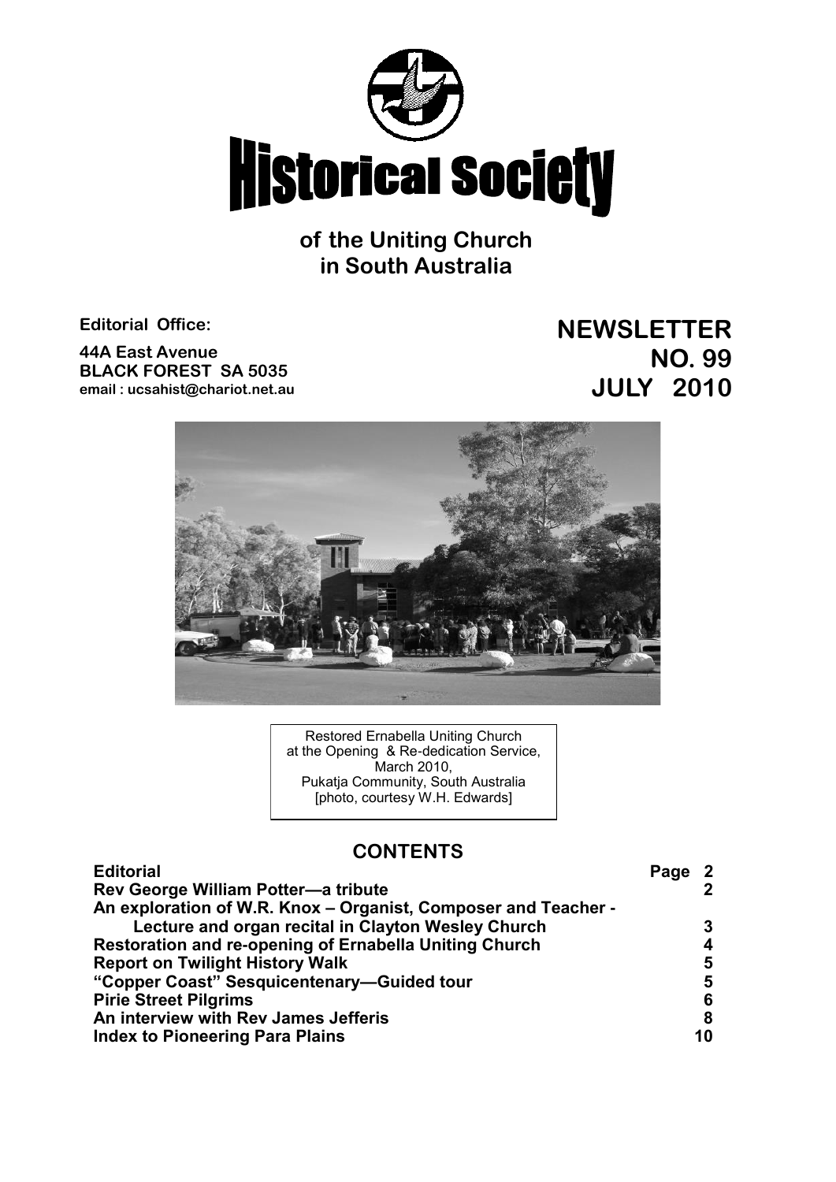# Historical Society

## of the Uniting Church in South Australia

**Editorial Office:**

**44A East Avenue**
**BLACK FOREST SA 5035**
**email : ucsahist@chariot.net.au**

**NEWSLETTER**
**NO. 99**
**JULY 2010**

Restored Ernabella Uniting Church
at the Opening & Re-dedication Service,
March 2010,
Pukatja Community, South Australia
[photo, courtesy W.H. Edwards]

## CONTENTS

| | Page |
|---|---|
| **Editorial** | **2** |
| **Rev George William Potter—a tribute** | **2** |
| **An exploration of W.R. Knox – Organist, Composer and Teacher - Lecture and organ recital in Clayton Wesley Church** | **3** |
| **Restoration and re-opening of Ernabella Uniting Church** | **4** |
| **Report on Twilight History Walk** | **5** |
| **"Copper Coast" Sesquicentenary—Guided tour** | **5** |
| **Pirie Street Pilgrims** | **6** |
| **An interview with Rev James Jefferis** | **8** |
| **Index to Pioneering Para Plains** | **10** |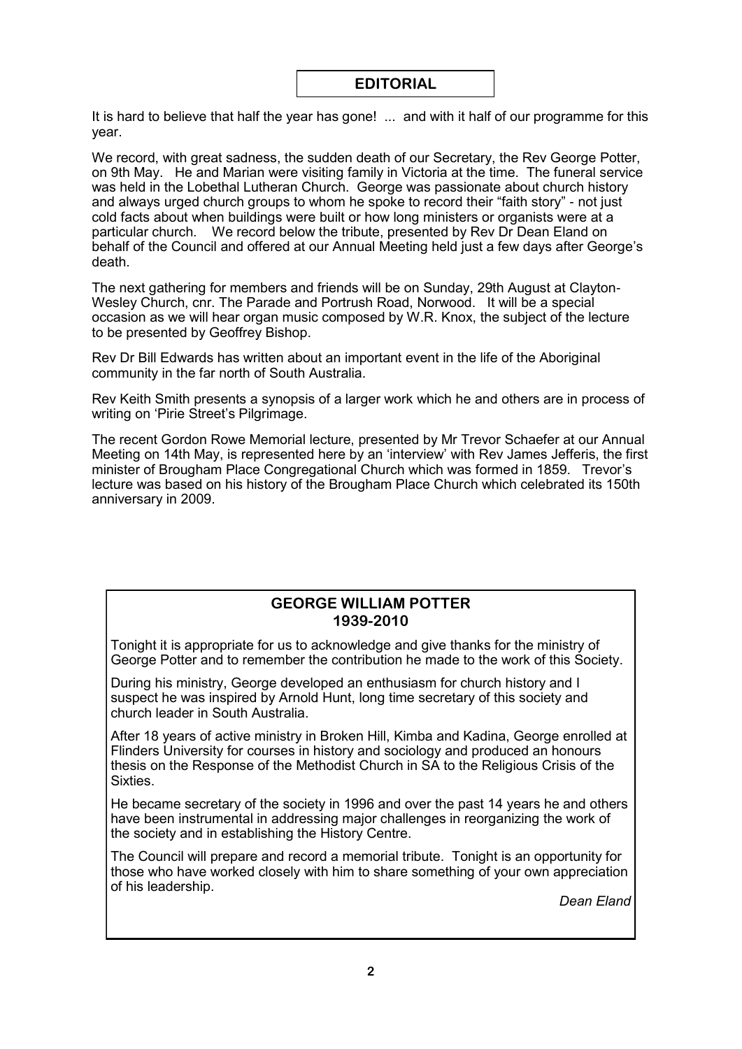## EDITORIAL

It is hard to believe that half the year has gone! ... and with it half of our programme for this year.

We record, with great sadness, the sudden death of our Secretary, the Rev George Potter, on 9th May. He and Marian were visiting family in Victoria at the time. The funeral service was held in the Lobethal Lutheran Church. George was passionate about church history and always urged church groups to whom he spoke to record their "faith story" - not just cold facts about when buildings were built or how long ministers or organists were at a particular church. We record below the tribute, presented by Rev Dr Dean Eland on behalf of the Council and offered at our Annual Meeting held just a few days after George's death.

The next gathering for members and friends will be on Sunday, 29th August at Clayton-Wesley Church, cnr. The Parade and Portrush Road, Norwood. It will be a special occasion as we will hear organ music composed by W.R. Knox, the subject of the lecture to be presented by Geoffrey Bishop.

Rev Dr Bill Edwards has written about an important event in the life of the Aboriginal community in the far north of South Australia.

Rev Keith Smith presents a synopsis of a larger work which he and others are in process of writing on 'Pirie Street's Pilgrimage.

The recent Gordon Rowe Memorial lecture, presented by Mr Trevor Schaefer at our Annual Meeting on 14th May, is represented here by an 'interview' with Rev James Jefferis, the first minister of Brougham Place Congregational Church which was formed in 1859. Trevor's lecture was based on his history of the Brougham Place Church which celebrated its 150th anniversary in 2009.

### GEORGE WILLIAM POTTER
### 1939-2010

Tonight it is appropriate for us to acknowledge and give thanks for the ministry of George Potter and to remember the contribution he made to the work of this Society.

During his ministry, George developed an enthusiasm for church history and I suspect he was inspired by Arnold Hunt, long time secretary of this society and church leader in South Australia.

After 18 years of active ministry in Broken Hill, Kimba and Kadina, George enrolled at Flinders University for courses in history and sociology and produced an honours thesis on the Response of the Methodist Church in SA to the Religious Crisis of the Sixties.

He became secretary of the society in 1996 and over the past 14 years he and others have been instrumental in addressing major challenges in reorganizing the work of the society and in establishing the History Centre.

The Council will prepare and record a memorial tribute. Tonight is an opportunity for those who have worked closely with him to share something of your own appreciation of his leadership.

*Dean Eland*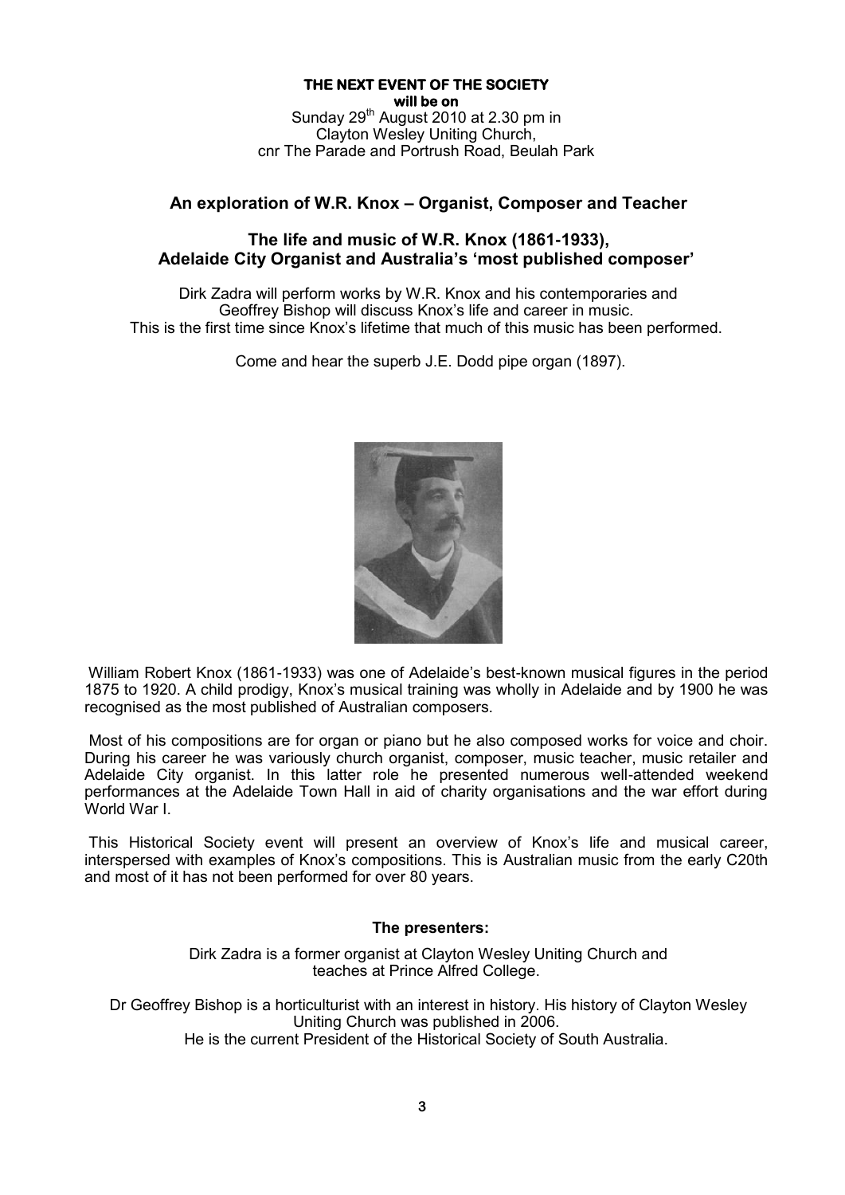**THE NEXT EVENT OF THE SOCIETY**
**will be on**
Sunday 29th August 2010 at 2.30 pm in
Clayton Wesley Uniting Church,
cnr The Parade and Portrush Road, Beulah Park

## An exploration of W.R. Knox – Organist, Composer and Teacher

### The life and music of W.R. Knox (1861-1933), Adelaide City Organist and Australia's 'most published composer'

Dirk Zadra will perform works by W.R. Knox and his contemporaries and Geoffrey Bishop will discuss Knox's life and career in music.
This is the first time since Knox's lifetime that much of this music has been performed.

Come and hear the superb J.E. Dodd pipe organ (1897).

William Robert Knox (1861-1933) was one of Adelaide's best-known musical figures in the period 1875 to 1920. A child prodigy, Knox's musical training was wholly in Adelaide and by 1900 he was recognised as the most published of Australian composers.

Most of his compositions are for organ or piano but he also composed works for voice and choir. During his career he was variously church organist, composer, music teacher, music retailer and Adelaide City organist. In this latter role he presented numerous well-attended weekend performances at the Adelaide Town Hall in aid of charity organisations and the war effort during World War I.

This Historical Society event will present an overview of Knox's life and musical career, interspersed with examples of Knox's compositions. This is Australian music from the early C20th and most of it has not been performed for over 80 years.

**The presenters:**

Dirk Zadra is a former organist at Clayton Wesley Uniting Church and teaches at Prince Alfred College.

Dr Geoffrey Bishop is a horticulturist with an interest in history. His history of Clayton Wesley Uniting Church was published in 2006.
He is the current President of the Historical Society of South Australia.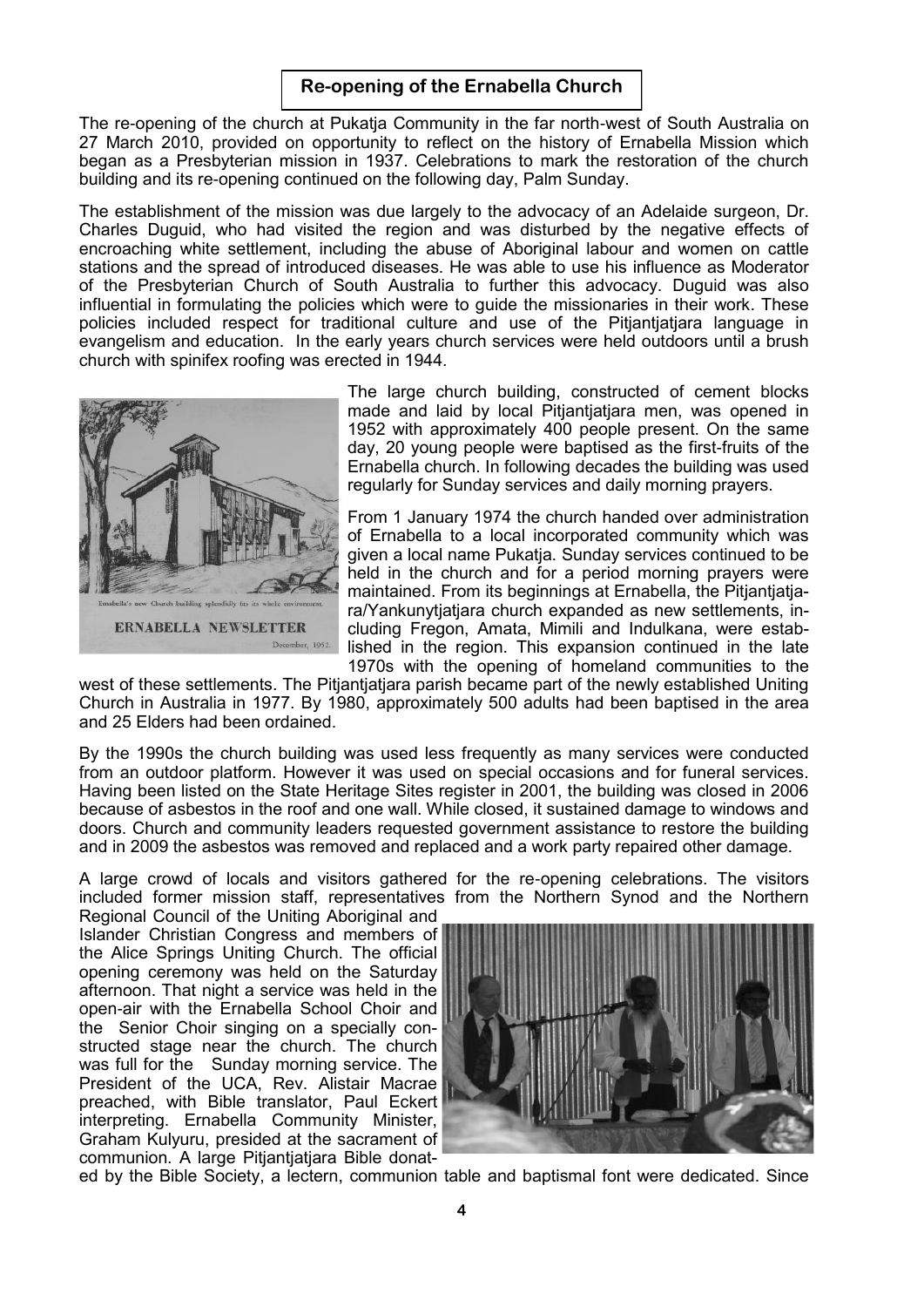## Re-opening of the Ernabella Church

The re-opening of the church at Pukatja Community in the far north-west of South Australia on 27 March 2010, provided on opportunity to reflect on the history of Ernabella Mission which began as a Presbyterian mission in 1937. Celebrations to mark the restoration of the church building and its re-opening continued on the following day, Palm Sunday.

The establishment of the mission was due largely to the advocacy of an Adelaide surgeon, Dr. Charles Duguid, who had visited the region and was disturbed by the negative effects of encroaching white settlement, including the abuse of Aboriginal labour and women on cattle stations and the spread of introduced diseases. He was able to use his influence as Moderator of the Presbyterian Church of South Australia to further this advocacy. Duguid was also influential in formulating the policies which were to guide the missionaries in their work. These policies included respect for traditional culture and use of the Pitjantjatjara language in evangelism and education. In the early years church services were held outdoors until a brush church with spinifex roofing was erected in 1944.

Ernabella's new Church building splendidly fits its whole environment.

ERNABELLA NEWSLETTER

December, 1952.

The large church building, constructed of cement blocks made and laid by local Pitjantjatjara men, was opened in 1952 with approximately 400 people present. On the same day, 20 young people were baptised as the first-fruits of the Ernabella church. In following decades the building was used regularly for Sunday services and daily morning prayers.

From 1 January 1974 the church handed over administration of Ernabella to a local incorporated community which was given a local name Pukatja. Sunday services continued to be held in the church and for a period morning prayers were maintained. From its beginnings at Ernabella, the Pitjantjatjara/Yankunytjatjara church expanded as new settlements, including Fregon, Amata, Mimili and Indulkana, were established in the region. This expansion continued in the late 1970s with the opening of homeland communities to the west of these settlements. The Pitjantjatjara parish became part of the newly established Uniting Church in Australia in 1977. By 1980, approximately 500 adults had been baptised in the area and 25 Elders had been ordained.

By the 1990s the church building was used less frequently as many services were conducted from an outdoor platform. However it was used on special occasions and for funeral services. Having been listed on the State Heritage Sites register in 2001, the building was closed in 2006 because of asbestos in the roof and one wall. While closed, it sustained damage to windows and doors. Church and community leaders requested government assistance to restore the building and in 2009 the asbestos was removed and replaced and a work party repaired other damage.

A large crowd of locals and visitors gathered for the re-opening celebrations. The visitors included former mission staff, representatives from the Northern Synod and the Northern Regional Council of the Uniting Aboriginal and Islander Christian Congress and members of the Alice Springs Uniting Church. The official opening ceremony was held on the Saturday afternoon. That night a service was held in the open-air with the Ernabella School Choir and the Senior Choir singing on a specially constructed stage near the church. The church was full for the Sunday morning service. The President of the UCA, Rev. Alistair Macrae preached, with Bible translator, Paul Eckert interpreting. Ernabella Community Minister, Graham Kulyuru, presided at the sacrament of communion. A large Pitjantjatjara Bible donated by the Bible Society, a lectern, communion table and baptismal font were dedicated. Since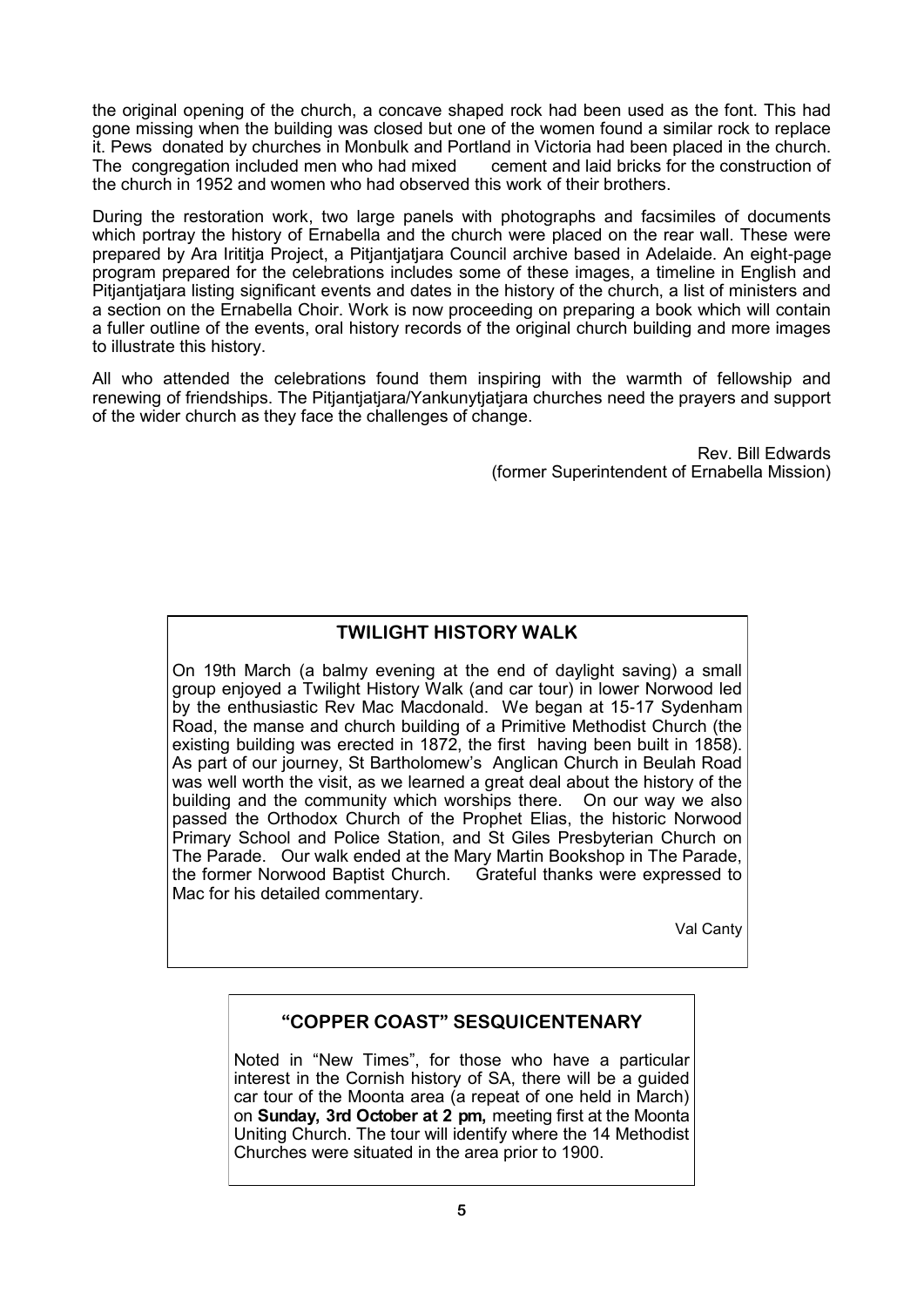the original opening of the church, a concave shaped rock had been used as the font. This had gone missing when the building was closed but one of the women found a similar rock to replace it. Pews donated by churches in Monbulk and Portland in Victoria had been placed in the church. The congregation included men who had mixed cement and laid bricks for the construction of the church in 1952 and women who had observed this work of their brothers.

During the restoration work, two large panels with photographs and facsimiles of documents which portray the history of Ernabella and the church were placed on the rear wall. These were prepared by Ara Irititja Project, a Pitjantjatjara Council archive based in Adelaide. An eight-page program prepared for the celebrations includes some of these images, a timeline in English and Pitjantjatjara listing significant events and dates in the history of the church, a list of ministers and a section on the Ernabella Choir. Work is now proceeding on preparing a book which will contain a fuller outline of the events, oral history records of the original church building and more images to illustrate this history.

All who attended the celebrations found them inspiring with the warmth of fellowship and renewing of friendships. The Pitjantjatjara/Yankunytjatjara churches need the prayers and support of the wider church as they face the challenges of change.

Rev. Bill Edwards
(former Superintendent of Ernabella Mission)

## TWILIGHT HISTORY WALK

On 19th March (a balmy evening at the end of daylight saving) a small group enjoyed a Twilight History Walk (and car tour) in lower Norwood led by the enthusiastic Rev Mac Macdonald. We began at 15-17 Sydenham Road, the manse and church building of a Primitive Methodist Church (the existing building was erected in 1872, the first having been built in 1858). As part of our journey, St Bartholomew's Anglican Church in Beulah Road was well worth the visit, as we learned a great deal about the history of the building and the community which worships there. On our way we also passed the Orthodox Church of the Prophet Elias, the historic Norwood Primary School and Police Station, and St Giles Presbyterian Church on The Parade. Our walk ended at the Mary Martin Bookshop in The Parade, the former Norwood Baptist Church. Grateful thanks were expressed to Mac for his detailed commentary.

Val Canty

## "COPPER COAST" SESQUICENTENARY

Noted in "New Times", for those who have a particular interest in the Cornish history of SA, there will be a guided car tour of the Moonta area (a repeat of one held in March) on **Sunday, 3rd October at 2 pm,** meeting first at the Moonta Uniting Church. The tour will identify where the 14 Methodist Churches were situated in the area prior to 1900.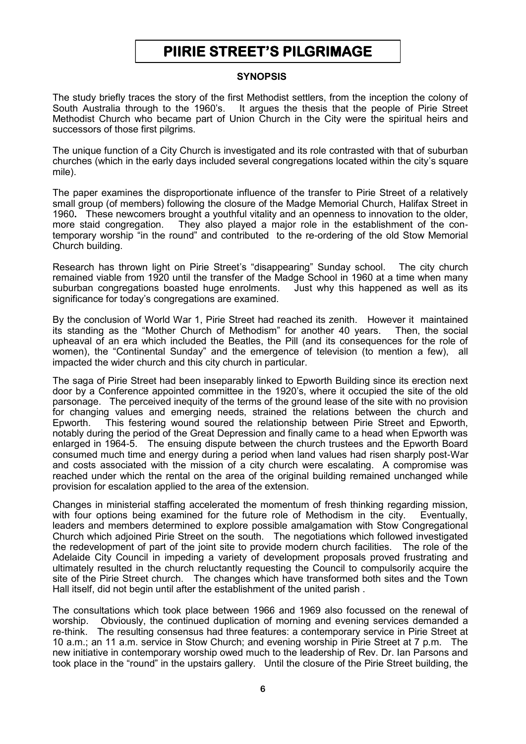# PIIRIE STREET'S PILGRIMAGE

## SYNOPSIS

The study briefly traces the story of the first Methodist settlers, from the inception the colony of South Australia through to the 1960's. It argues the thesis that the people of Pirie Street Methodist Church who became part of Union Church in the City were the spiritual heirs and successors of those first pilgrims.

The unique function of a City Church is investigated and its role contrasted with that of suburban churches (which in the early days included several congregations located within the city's square mile).

The paper examines the disproportionate influence of the transfer to Pirie Street of a relatively small group (of members) following the closure of the Madge Memorial Church, Halifax Street in 1960**.** These newcomers brought a youthful vitality and an openness to innovation to the older, more staid congregation. They also played a major role in the establishment of the contemporary worship "in the round" and contributed to the re-ordering of the old Stow Memorial Church building.

Research has thrown light on Pirie Street's "disappearing" Sunday school. The city church remained viable from 1920 until the transfer of the Madge School in 1960 at a time when many suburban congregations boasted huge enrolments. Just why this happened as well as its significance for today's congregations are examined.

By the conclusion of World War 1, Pirie Street had reached its zenith. However it maintained its standing as the "Mother Church of Methodism" for another 40 years. Then, the social upheaval of an era which included the Beatles, the Pill (and its consequences for the role of women), the "Continental Sunday" and the emergence of television (to mention a few), all impacted the wider church and this city church in particular.

The saga of Pirie Street had been inseparably linked to Epworth Building since its erection next door by a Conference appointed committee in the 1920's, where it occupied the site of the old parsonage. The perceived inequity of the terms of the ground lease of the site with no provision for changing values and emerging needs, strained the relations between the church and Epworth. This festering wound soured the relationship between Pirie Street and Epworth, notably during the period of the Great Depression and finally came to a head when Epworth was enlarged in 1964-5. The ensuing dispute between the church trustees and the Epworth Board consumed much time and energy during a period when land values had risen sharply post-War and costs associated with the mission of a city church were escalating. A compromise was reached under which the rental on the area of the original building remained unchanged while provision for escalation applied to the area of the extension.

Changes in ministerial staffing accelerated the momentum of fresh thinking regarding mission, with four options being examined for the future role of Methodism in the city. Eventually, leaders and members determined to explore possible amalgamation with Stow Congregational Church which adjoined Pirie Street on the south. The negotiations which followed investigated the redevelopment of part of the joint site to provide modern church facilities. The role of the Adelaide City Council in impeding a variety of development proposals proved frustrating and ultimately resulted in the church reluctantly requesting the Council to compulsorily acquire the site of the Pirie Street church. The changes which have transformed both sites and the Town Hall itself, did not begin until after the establishment of the united parish .

The consultations which took place between 1966 and 1969 also focussed on the renewal of worship. Obviously, the continued duplication of morning and evening services demanded a re-think. The resulting consensus had three features: a contemporary service in Pirie Street at 10 a.m.; an 11 a.m. service in Stow Church; and evening worship in Pirie Street at 7 p.m. The new initiative in contemporary worship owed much to the leadership of Rev. Dr. Ian Parsons and took place in the "round" in the upstairs gallery. Until the closure of the Pirie Street building, the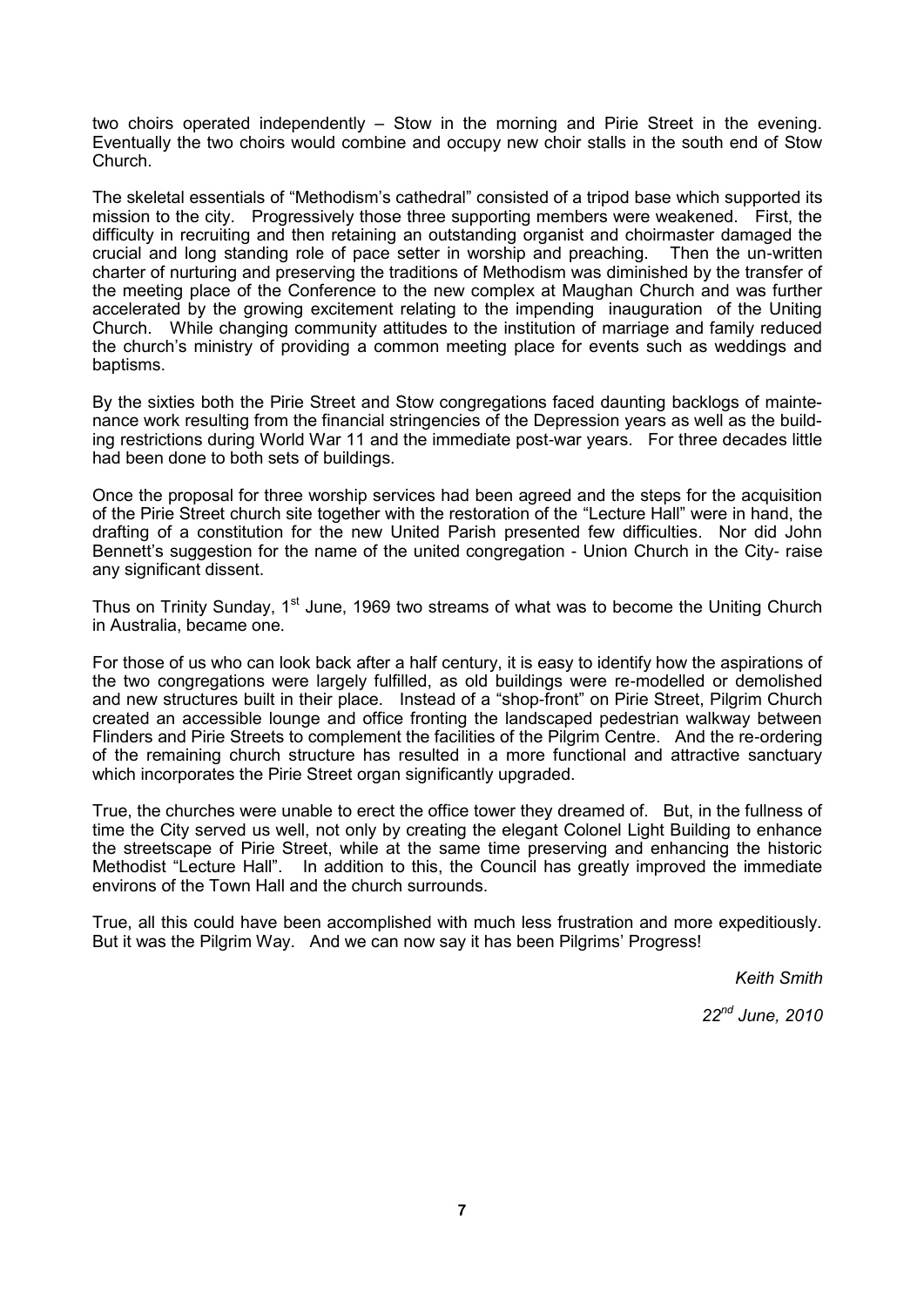two choirs operated independently – Stow in the morning and Pirie Street in the evening. Eventually the two choirs would combine and occupy new choir stalls in the south end of Stow Church.

The skeletal essentials of "Methodism's cathedral" consisted of a tripod base which supported its mission to the city. Progressively those three supporting members were weakened. First, the difficulty in recruiting and then retaining an outstanding organist and choirmaster damaged the crucial and long standing role of pace setter in worship and preaching. Then the un-written charter of nurturing and preserving the traditions of Methodism was diminished by the transfer of the meeting place of the Conference to the new complex at Maughan Church and was further accelerated by the growing excitement relating to the impending inauguration of the Uniting Church. While changing community attitudes to the institution of marriage and family reduced the church's ministry of providing a common meeting place for events such as weddings and baptisms.

By the sixties both the Pirie Street and Stow congregations faced daunting backlogs of maintenance work resulting from the financial stringencies of the Depression years as well as the building restrictions during World War 11 and the immediate post-war years. For three decades little had been done to both sets of buildings.

Once the proposal for three worship services had been agreed and the steps for the acquisition of the Pirie Street church site together with the restoration of the "Lecture Hall" were in hand, the drafting of a constitution for the new United Parish presented few difficulties. Nor did John Bennett's suggestion for the name of the united congregation - Union Church in the City- raise any significant dissent.

Thus on Trinity Sunday, 1st June, 1969 two streams of what was to become the Uniting Church in Australia, became one.

For those of us who can look back after a half century, it is easy to identify how the aspirations of the two congregations were largely fulfilled, as old buildings were re-modelled or demolished and new structures built in their place. Instead of a "shop-front" on Pirie Street, Pilgrim Church created an accessible lounge and office fronting the landscaped pedestrian walkway between Flinders and Pirie Streets to complement the facilities of the Pilgrim Centre. And the re-ordering of the remaining church structure has resulted in a more functional and attractive sanctuary which incorporates the Pirie Street organ significantly upgraded.

True, the churches were unable to erect the office tower they dreamed of. But, in the fullness of time the City served us well, not only by creating the elegant Colonel Light Building to enhance the streetscape of Pirie Street, while at the same time preserving and enhancing the historic Methodist "Lecture Hall". In addition to this, the Council has greatly improved the immediate environs of the Town Hall and the church surrounds.

True, all this could have been accomplished with much less frustration and more expeditiously. But it was the Pilgrim Way. And we can now say it has been Pilgrims' Progress!

*Keith Smith*

*22nd June, 2010*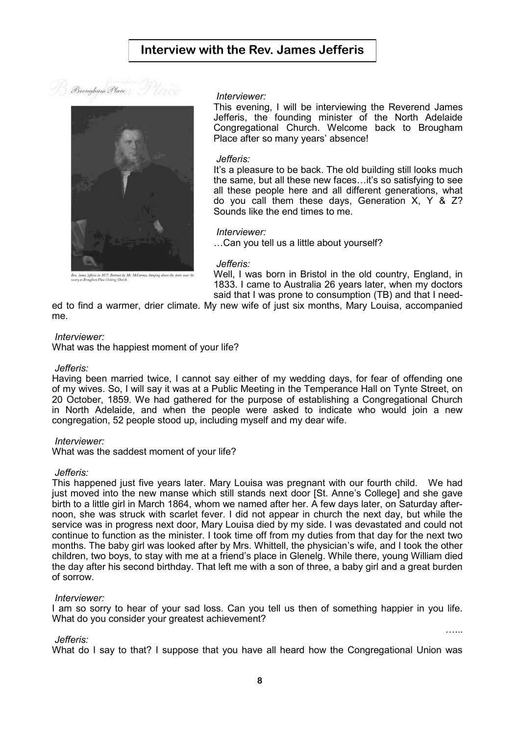# Interview with the Rev. James Jefferis

Brougham Place

Rev. James Jefferis in 1877. Portrait by Mr. McCormac, hanging above the stairs near the vestry at Brougham Place Uniting Church.

*Interviewer:*

This evening, I will be interviewing the Reverend James Jefferis, the founding minister of the North Adelaide Congregational Church. Welcome back to Brougham Place after so many years' absence!

*Jefferis:*

It's a pleasure to be back. The old building still looks much the same, but all these new faces…it's so satisfying to see all these people here and all different generations, what do you call them these days, Generation X, Y & Z? Sounds like the end times to me.

*Interviewer:*

…Can you tell us a little about yourself?

*Jefferis:*

Well, I was born in Bristol in the old country, England, in 1833. I came to Australia 26 years later, when my doctors said that I was prone to consumption (TB) and that I needed to find a warmer, drier climate. My new wife of just six months, Mary Louisa, accompanied me.

*Interviewer:*

What was the happiest moment of your life?

*Jefferis:*

Having been married twice, I cannot say either of my wedding days, for fear of offending one of my wives. So, I will say it was at a Public Meeting in the Temperance Hall on Tynte Street, on 20 October, 1859. We had gathered for the purpose of establishing a Congregational Church in North Adelaide, and when the people were asked to indicate who would join a new congregation, 52 people stood up, including myself and my dear wife.

*Interviewer:*

What was the saddest moment of your life?

*Jefferis:*

This happened just five years later. Mary Louisa was pregnant with our fourth child. We had just moved into the new manse which still stands next door [St. Anne's College] and she gave birth to a little girl in March 1864, whom we named after her. A few days later, on Saturday afternoon, she was struck with scarlet fever. I did not appear in church the next day, but while the service was in progress next door, Mary Louisa died by my side. I was devastated and could not continue to function as the minister. I took time off from my duties from that day for the next two months. The baby girl was looked after by Mrs. Whittell, the physician's wife, and I took the other children, two boys, to stay with me at a friend's place in Glenelg. While there, young William died the day after his second birthday. That left me with a son of three, a baby girl and a great burden of sorrow.

*Interviewer:*

I am so sorry to hear of your sad loss. Can you tell us then of something happier in you life. What do you consider your greatest achievement?

…...

*Jefferis:*

What do I say to that? I suppose that you have all heard how the Congregational Union was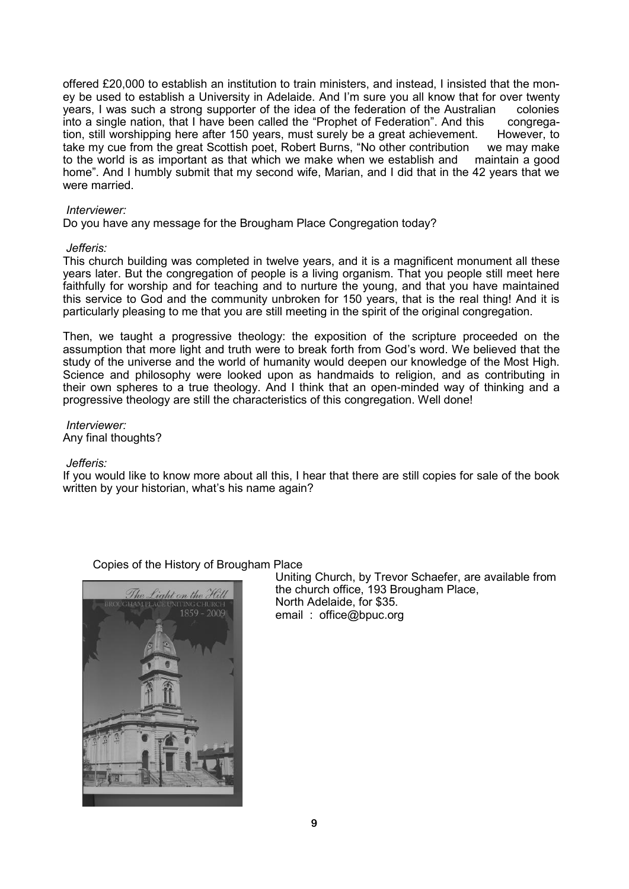offered £20,000 to establish an institution to train ministers, and instead, I insisted that the money be used to establish a University in Adelaide. And I'm sure you all know that for over twenty years, I was such a strong supporter of the idea of the federation of the Australian colonies into a single nation, that I have been called the "Prophet of Federation". And this congregation, still worshipping here after 150 years, must surely be a great achievement. However, to take my cue from the great Scottish poet, Robert Burns, "No other contribution we may make to the world is as important as that which we make when we establish and maintain a good home". And I humbly submit that my second wife, Marian, and I did that in the 42 years that we were married.

*Interviewer:*
Do you have any message for the Brougham Place Congregation today?

*Jefferis:*
This church building was completed in twelve years, and it is a magnificent monument all these years later. But the congregation of people is a living organism. That you people still meet here faithfully for worship and for teaching and to nurture the young, and that you have maintained this service to God and the community unbroken for 150 years, that is the real thing! And it is particularly pleasing to me that you are still meeting in the spirit of the original congregation.

Then, we taught a progressive theology: the exposition of the scripture proceeded on the assumption that more light and truth were to break forth from God's word. We believed that the study of the universe and the world of humanity would deepen our knowledge of the Most High. Science and philosophy were looked upon as handmaids to religion, and as contributing in their own spheres to a true theology. And I think that an open-minded way of thinking and a progressive theology are still the characteristics of this congregation. Well done!

*Interviewer:*
Any final thoughts?

*Jefferis:*
If you would like to know more about all this, I hear that there are still copies for sale of the book written by your historian, what's his name again?

Copies of the History of Brougham Place Uniting Church, by Trevor Schaefer, are available from the church office, 193 Brougham Place, North Adelaide, for $35.
email : office@bpuc.org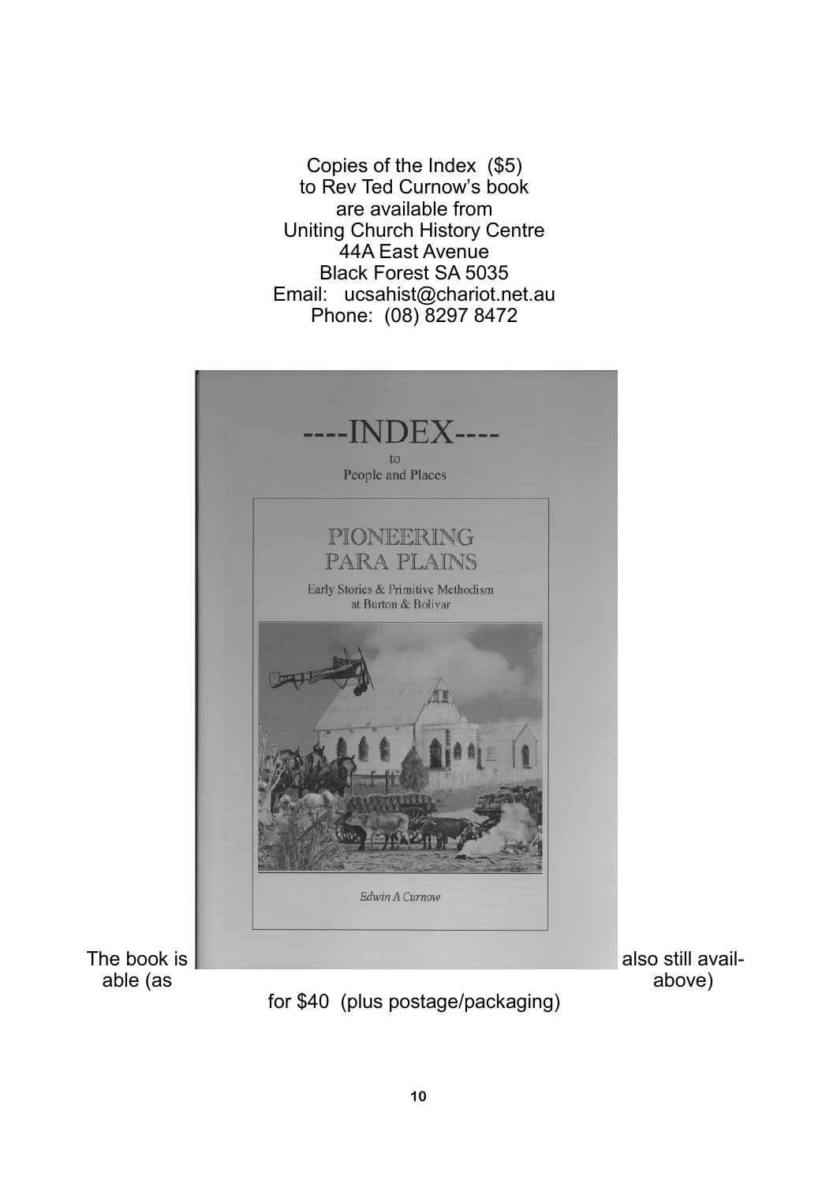Copies of the Index ($5)
to Rev Ted Curnow's book
are available from
Uniting Church History Centre
44A East Avenue
Black Forest SA 5035
Email: ucsahist@chariot.net.au
Phone: (08) 8297 8472

----INDEX----
to
People and Places

PIONEERING
PARA PLAINS

Early Stories & Primitive Methodism
at Burton & Bolivar

*Edwin A Curnow*

The book is also still available (as above)
for $40 (plus postage/packaging)